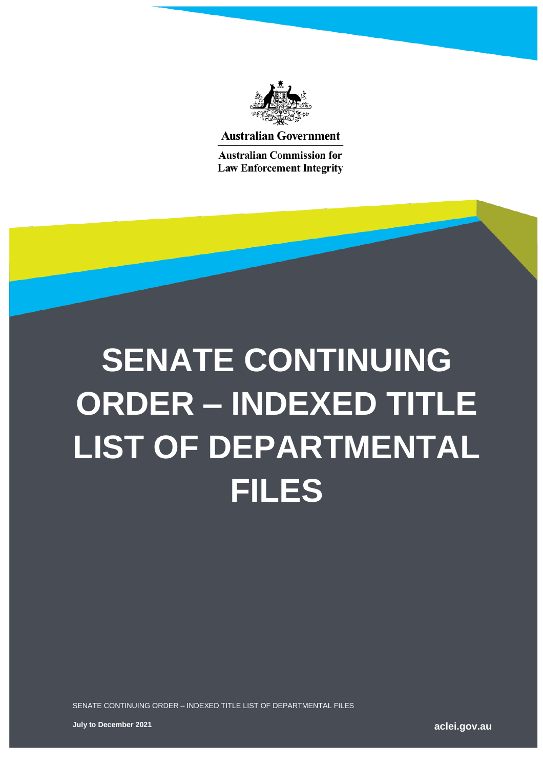Australian Government

Australian Commission for Law Enforcement Integrity

# SENATE CONTINUING ORDER – INDEXED TITLE LIST OF DEPARTMENTAL FILES

SENATE CONTINUING ORDER – INDEXED TITLE LIST OF DEPARTMENTAL FILES

**July to December 2021**

**aclei.gov.au**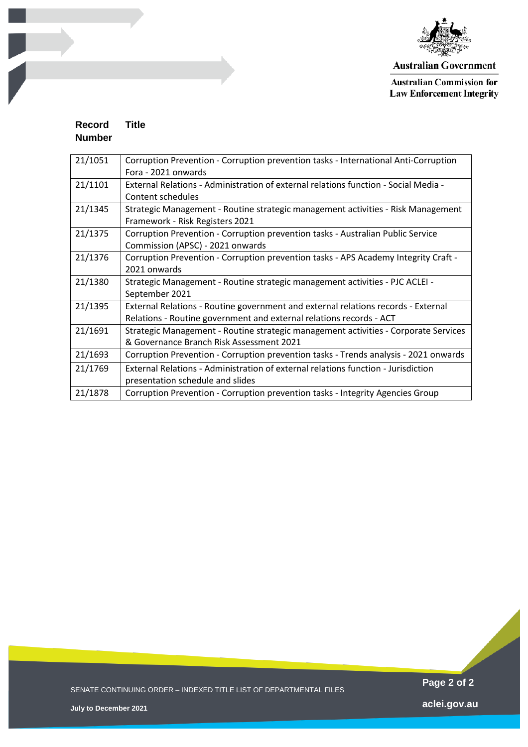| Record Number | Title |
|---|---|
| 21/1051 | Corruption Prevention - Corruption prevention tasks - International Anti-Corruption Fora - 2021 onwards |
| 21/1101 | External Relations - Administration of external relations function - Social Media - Content schedules |
| 21/1345 | Strategic Management - Routine strategic management activities - Risk Management Framework - Risk Registers 2021 |
| 21/1375 | Corruption Prevention - Corruption prevention tasks - Australian Public Service Commission (APSC) - 2021 onwards |
| 21/1376 | Corruption Prevention - Corruption prevention tasks - APS Academy Integrity Craft - 2021 onwards |
| 21/1380 | Strategic Management - Routine strategic management activities - PJC ACLEI - September 2021 |
| 21/1395 | External Relations - Routine government and external relations records - External Relations - Routine government and external relations records - ACT |
| 21/1691 | Strategic Management - Routine strategic management activities - Corporate Services & Governance Branch Risk Assessment 2021 |
| 21/1693 | Corruption Prevention - Corruption prevention tasks - Trends analysis - 2021 onwards |
| 21/1769 | External Relations - Administration of external relations function - Jurisdiction presentation schedule and slides |
| 21/1878 | Corruption Prevention - Corruption prevention tasks - Integrity Agencies Group |